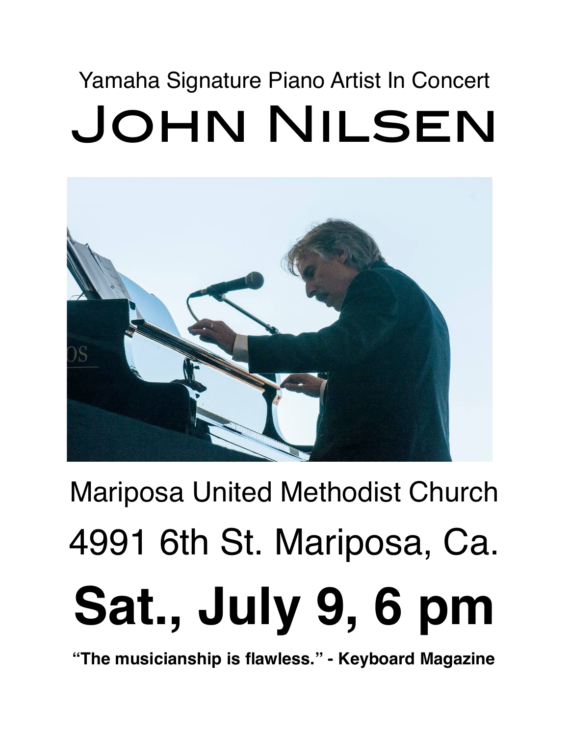Yamaha Signature Piano Artist In Concert

# JOHN NILSEN

Mariposa United Methodist Church

4991 6th St. Mariposa, Ca.

## Sat., July 9, 6 pm

**"The musicianship is flawless." - Keyboard Magazine**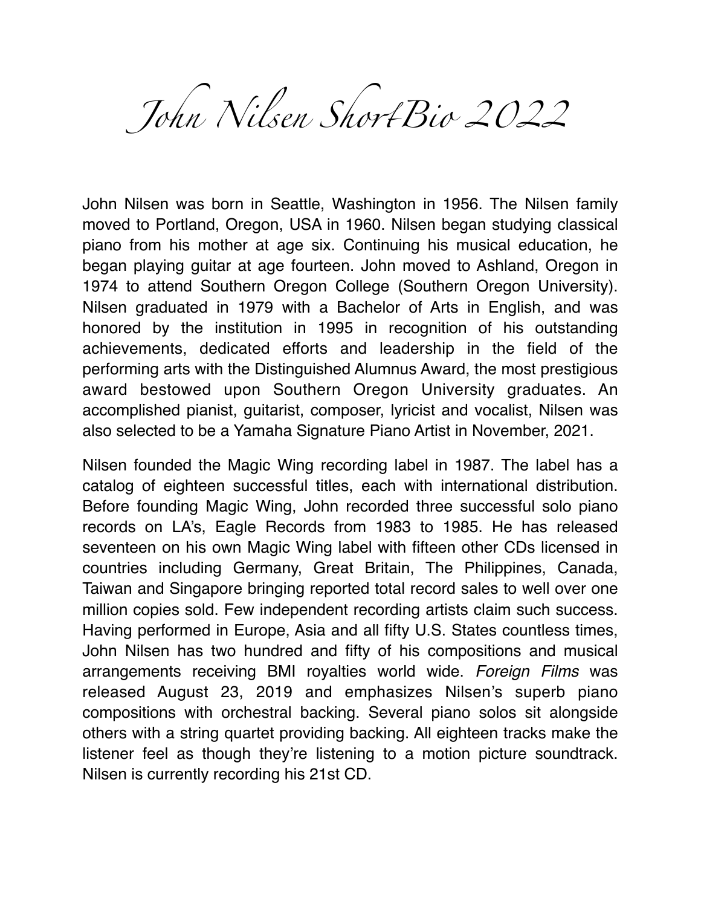# John Nilsen ShortBio 2022

John Nilsen was born in Seattle, Washington in 1956. The Nilsen family moved to Portland, Oregon, USA in 1960. Nilsen began studying classical piano from his mother at age six. Continuing his musical education, he began playing guitar at age fourteen. John moved to Ashland, Oregon in 1974 to attend Southern Oregon College (Southern Oregon University). Nilsen graduated in 1979 with a Bachelor of Arts in English, and was honored by the institution in 1995 in recognition of his outstanding achievements, dedicated efforts and leadership in the field of the performing arts with the Distinguished Alumnus Award, the most prestigious award bestowed upon Southern Oregon University graduates. An accomplished pianist, guitarist, composer, lyricist and vocalist, Nilsen was also selected to be a Yamaha Signature Piano Artist in November, 2021.

Nilsen founded the Magic Wing recording label in 1987. The label has a catalog of eighteen successful titles, each with international distribution. Before founding Magic Wing, John recorded three successful solo piano records on LA's, Eagle Records from 1983 to 1985. He has released seventeen on his own Magic Wing label with fifteen other CDs licensed in countries including Germany, Great Britain, The Philippines, Canada, Taiwan and Singapore bringing reported total record sales to well over one million copies sold. Few independent recording artists claim such success. Having performed in Europe, Asia and all fifty U.S. States countless times, John Nilsen has two hundred and fifty of his compositions and musical arrangements receiving BMI royalties world wide. *Foreign Films* was released August 23, 2019 and emphasizes Nilsen's superb piano compositions with orchestral backing. Several piano solos sit alongside others with a string quartet providing backing. All eighteen tracks make the listener feel as though they're listening to a motion picture soundtrack. Nilsen is currently recording his 21st CD.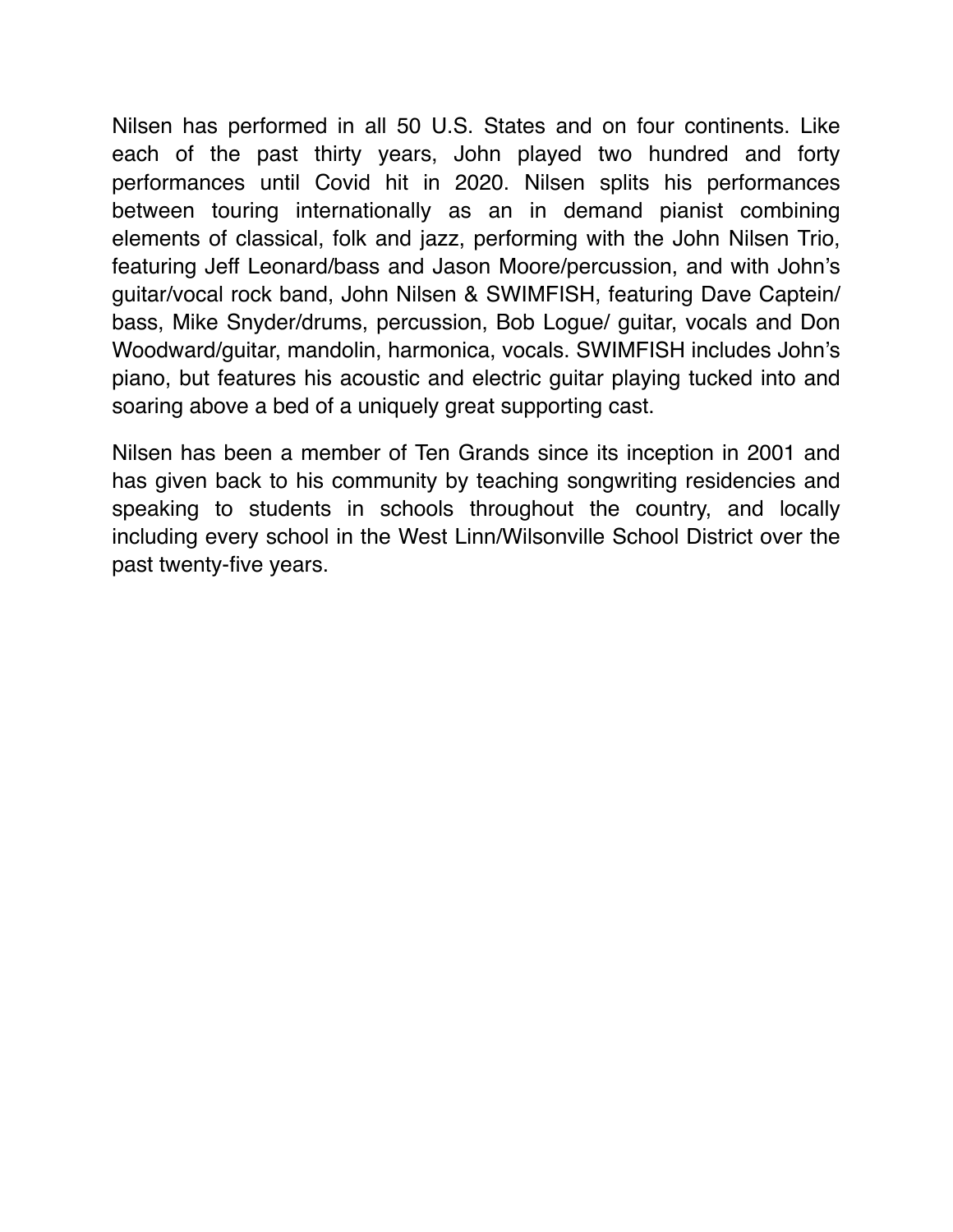Nilsen has performed in all 50 U.S. States and on four continents. Like each of the past thirty years, John played two hundred and forty performances until Covid hit in 2020. Nilsen splits his performances between touring internationally as an in demand pianist combining elements of classical, folk and jazz, performing with the John Nilsen Trio, featuring Jeff Leonard/bass and Jason Moore/percussion, and with John's guitar/vocal rock band, John Nilsen & SWIMFISH, featuring Dave Captein/ bass, Mike Snyder/drums, percussion, Bob Logue/ guitar, vocals and Don Woodward/guitar, mandolin, harmonica, vocals. SWIMFISH includes John's piano, but features his acoustic and electric guitar playing tucked into and soaring above a bed of a uniquely great supporting cast.

Nilsen has been a member of Ten Grands since its inception in 2001 and has given back to his community by teaching songwriting residencies and speaking to students in schools throughout the country, and locally including every school in the West Linn/Wilsonville School District over the past twenty-five years.